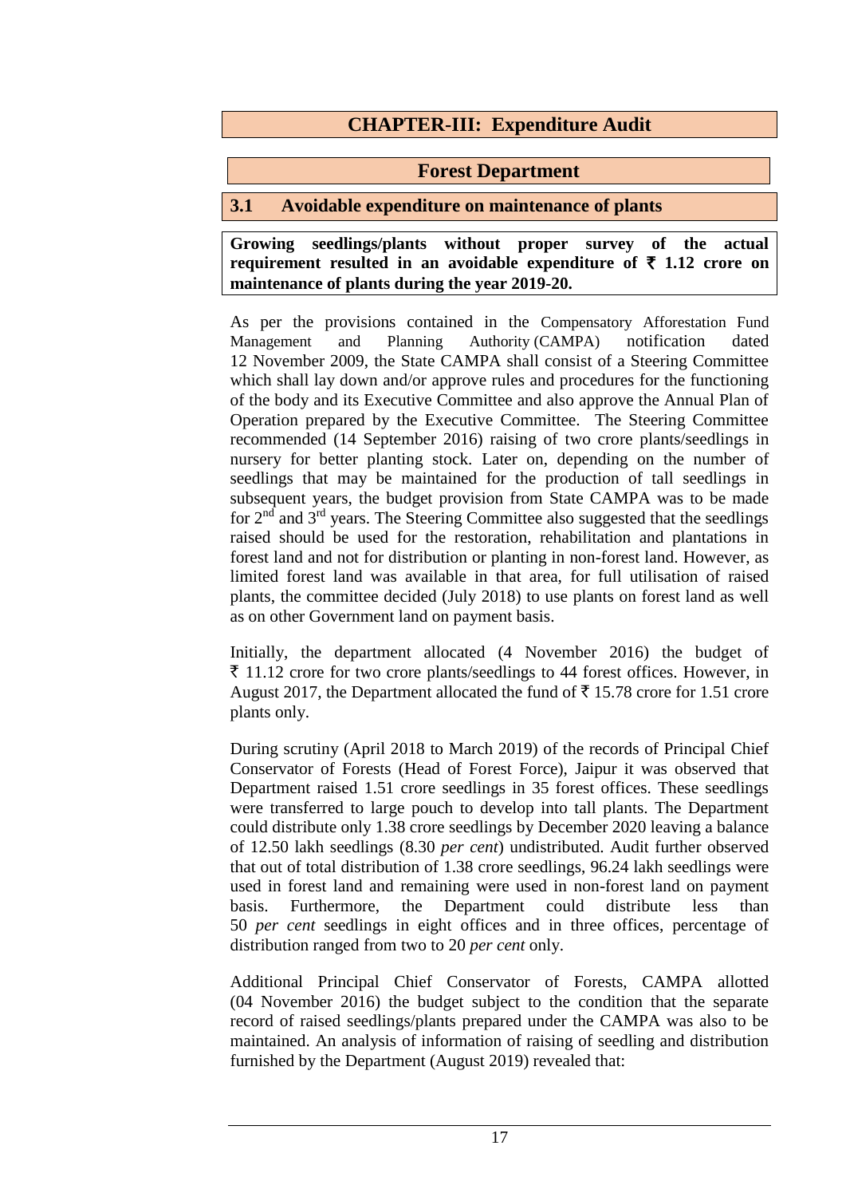# CHAPTER-III: Expenditure Audit

## Forest Department

### 3.1 Avoidable expenditure on maintenance of plants

**Growing seedlings/plants without proper survey of the actual requirement resulted in an avoidable expenditure of ₹ 1.12 crore on maintenance of plants during the year 2019-20.**

As per the provisions contained in the Compensatory Afforestation Fund Management and Planning Authority (CAMPA) notification dated 12 November 2009, the State CAMPA shall consist of a Steering Committee which shall lay down and/or approve rules and procedures for the functioning of the body and its Executive Committee and also approve the Annual Plan of Operation prepared by the Executive Committee. The Steering Committee recommended (14 September 2016) raising of two crore plants/seedlings in nursery for better planting stock. Later on, depending on the number of seedlings that may be maintained for the production of tall seedlings in subsequent years, the budget provision from State CAMPA was to be made for 2nd and 3rd years. The Steering Committee also suggested that the seedlings raised should be used for the restoration, rehabilitation and plantations in forest land and not for distribution or planting in non-forest land. However, as limited forest land was available in that area, for full utilisation of raised plants, the committee decided (July 2018) to use plants on forest land as well as on other Government land on payment basis.

Initially, the department allocated (4 November 2016) the budget of ₹ 11.12 crore for two crore plants/seedlings to 44 forest offices. However, in August 2017, the Department allocated the fund of ₹ 15.78 crore for 1.51 crore plants only.

During scrutiny (April 2018 to March 2019) of the records of Principal Chief Conservator of Forests (Head of Forest Force), Jaipur it was observed that Department raised 1.51 crore seedlings in 35 forest offices. These seedlings were transferred to large pouch to develop into tall plants. The Department could distribute only 1.38 crore seedlings by December 2020 leaving a balance of 12.50 lakh seedlings (8.30 *per cent*) undistributed. Audit further observed that out of total distribution of 1.38 crore seedlings, 96.24 lakh seedlings were used in forest land and remaining were used in non-forest land on payment basis. Furthermore, the Department could distribute less than 50 *per cent* seedlings in eight offices and in three offices, percentage of distribution ranged from two to 20 *per cent* only.

Additional Principal Chief Conservator of Forests, CAMPA allotted (04 November 2016) the budget subject to the condition that the separate record of raised seedlings/plants prepared under the CAMPA was also to be maintained. An analysis of information of raising of seedling and distribution furnished by the Department (August 2019) revealed that: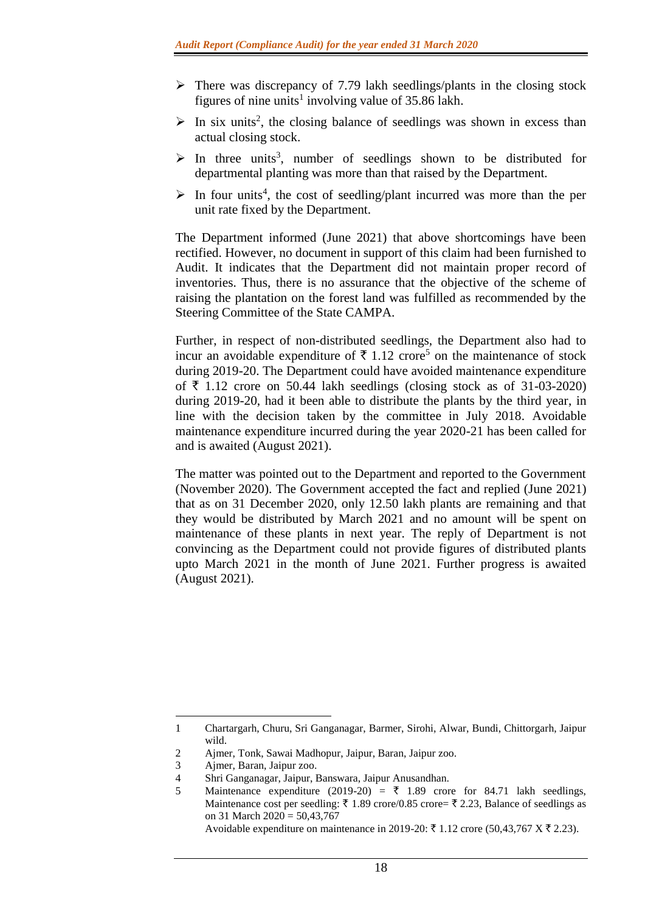- There was discrepancy of 7.79 lakh seedlings/plants in the closing stock figures of nine units[1] involving value of 35.86 lakh.
- In six units[2], the closing balance of seedlings was shown in excess than actual closing stock.
- In three units[3], number of seedlings shown to be distributed for departmental planting was more than that raised by the Department.
- In four units[4], the cost of seedling/plant incurred was more than the per unit rate fixed by the Department.

The Department informed (June 2021) that above shortcomings have been rectified. However, no document in support of this claim had been furnished to Audit. It indicates that the Department did not maintain proper record of inventories. Thus, there is no assurance that the objective of the scheme of raising the plantation on the forest land was fulfilled as recommended by the Steering Committee of the State CAMPA.

Further, in respect of non-distributed seedlings, the Department also had to incur an avoidable expenditure of ₹ 1.12 crore[5] on the maintenance of stock during 2019-20. The Department could have avoided maintenance expenditure of ₹ 1.12 crore on 50.44 lakh seedlings (closing stock as of 31-03-2020) during 2019-20, had it been able to distribute the plants by the third year, in line with the decision taken by the committee in July 2018. Avoidable maintenance expenditure incurred during the year 2020-21 has been called for and is awaited (August 2021).

The matter was pointed out to the Department and reported to the Government (November 2020). The Government accepted the fact and replied (June 2021) that as on 31 December 2020, only 12.50 lakh plants are remaining and that they would be distributed by March 2021 and no amount will be spent on maintenance of these plants in next year. The reply of Department is not convincing as the Department could not provide figures of distributed plants upto March 2021 in the month of June 2021. Further progress is awaited (August 2021).

---

1 Chartargarh, Churu, Sri Ganganagar, Barmer, Sirohi, Alwar, Bundi, Chittorgarh, Jaipur wild.

2 Ajmer, Tonk, Sawai Madhopur, Jaipur, Baran, Jaipur zoo.

3 Ajmer, Baran, Jaipur zoo.

4 Shri Ganganagar, Jaipur, Banswara, Jaipur Anusandhan.

5 Maintenance expenditure (2019-20) = ₹ 1.89 crore for 84.71 lakh seedlings, Maintenance cost per seedling: ₹ 1.89 crore/0.85 crore= ₹ 2.23, Balance of seedlings as on 31 March 2020 = 50,43,767
Avoidable expenditure on maintenance in 2019-20: ₹ 1.12 crore (50,43,767 X ₹ 2.23).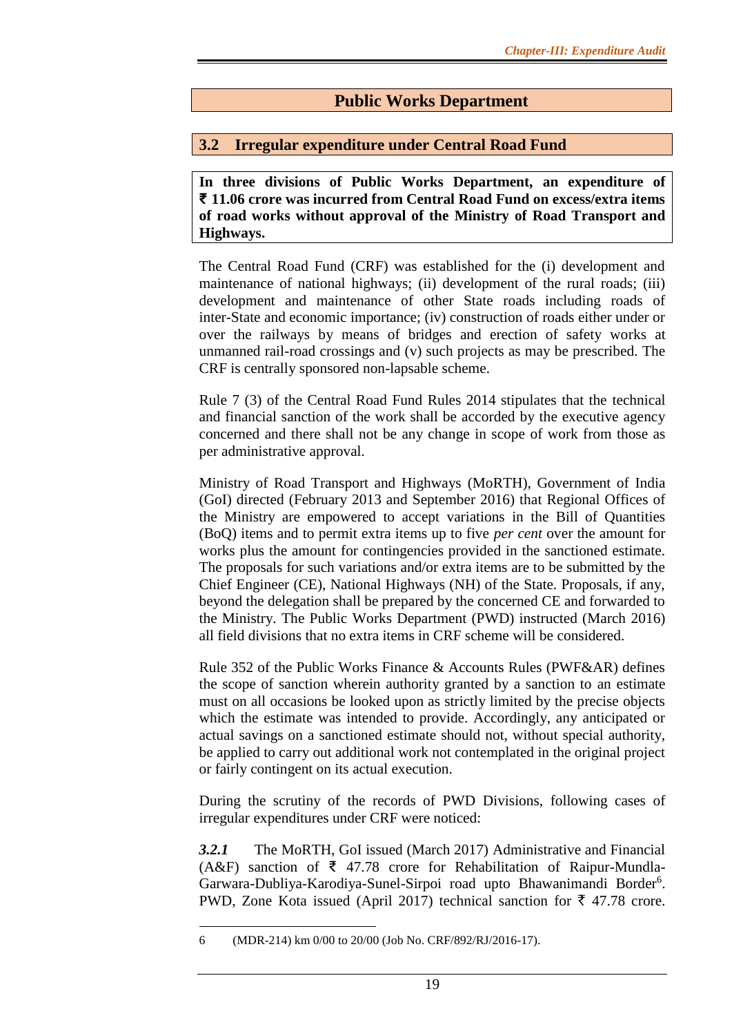## Public Works Department

### 3.2 Irregular expenditure under Central Road Fund

**In three divisions of Public Works Department, an expenditure of ₹ 11.06 crore was incurred from Central Road Fund on excess/extra items of road works without approval of the Ministry of Road Transport and Highways.**

The Central Road Fund (CRF) was established for the (i) development and maintenance of national highways; (ii) development of the rural roads; (iii) development and maintenance of other State roads including roads of inter-State and economic importance; (iv) construction of roads either under or over the railways by means of bridges and erection of safety works at unmanned rail-road crossings and (v) such projects as may be prescribed. The CRF is centrally sponsored non-lapsable scheme.

Rule 7 (3) of the Central Road Fund Rules 2014 stipulates that the technical and financial sanction of the work shall be accorded by the executive agency concerned and there shall not be any change in scope of work from those as per administrative approval.

Ministry of Road Transport and Highways (MoRTH), Government of India (GoI) directed (February 2013 and September 2016) that Regional Offices of the Ministry are empowered to accept variations in the Bill of Quantities (BoQ) items and to permit extra items up to five *per cent* over the amount for works plus the amount for contingencies provided in the sanctioned estimate. The proposals for such variations and/or extra items are to be submitted by the Chief Engineer (CE), National Highways (NH) of the State. Proposals, if any, beyond the delegation shall be prepared by the concerned CE and forwarded to the Ministry. The Public Works Department (PWD) instructed (March 2016) all field divisions that no extra items in CRF scheme will be considered.

Rule 352 of the Public Works Finance & Accounts Rules (PWF&AR) defines the scope of sanction wherein authority granted by a sanction to an estimate must on all occasions be looked upon as strictly limited by the precise objects which the estimate was intended to provide. Accordingly, any anticipated or actual savings on a sanctioned estimate should not, without special authority, be applied to carry out additional work not contemplated in the original project or fairly contingent on its actual execution.

During the scrutiny of the records of PWD Divisions, following cases of irregular expenditures under CRF were noticed:

***3.2.1*** The MoRTH, GoI issued (March 2017) Administrative and Financial (A&F) sanction of ₹ 47.78 crore for Rehabilitation of Raipur-Mundla-Garwara-Dubliya-Karodiya-Sunel-Sirpoi road upto Bhawanimandi Border[6]. PWD, Zone Kota issued (April 2017) technical sanction for ₹ 47.78 crore.

---

6 (MDR-214) km 0/00 to 20/00 (Job No. CRF/892/RJ/2016-17).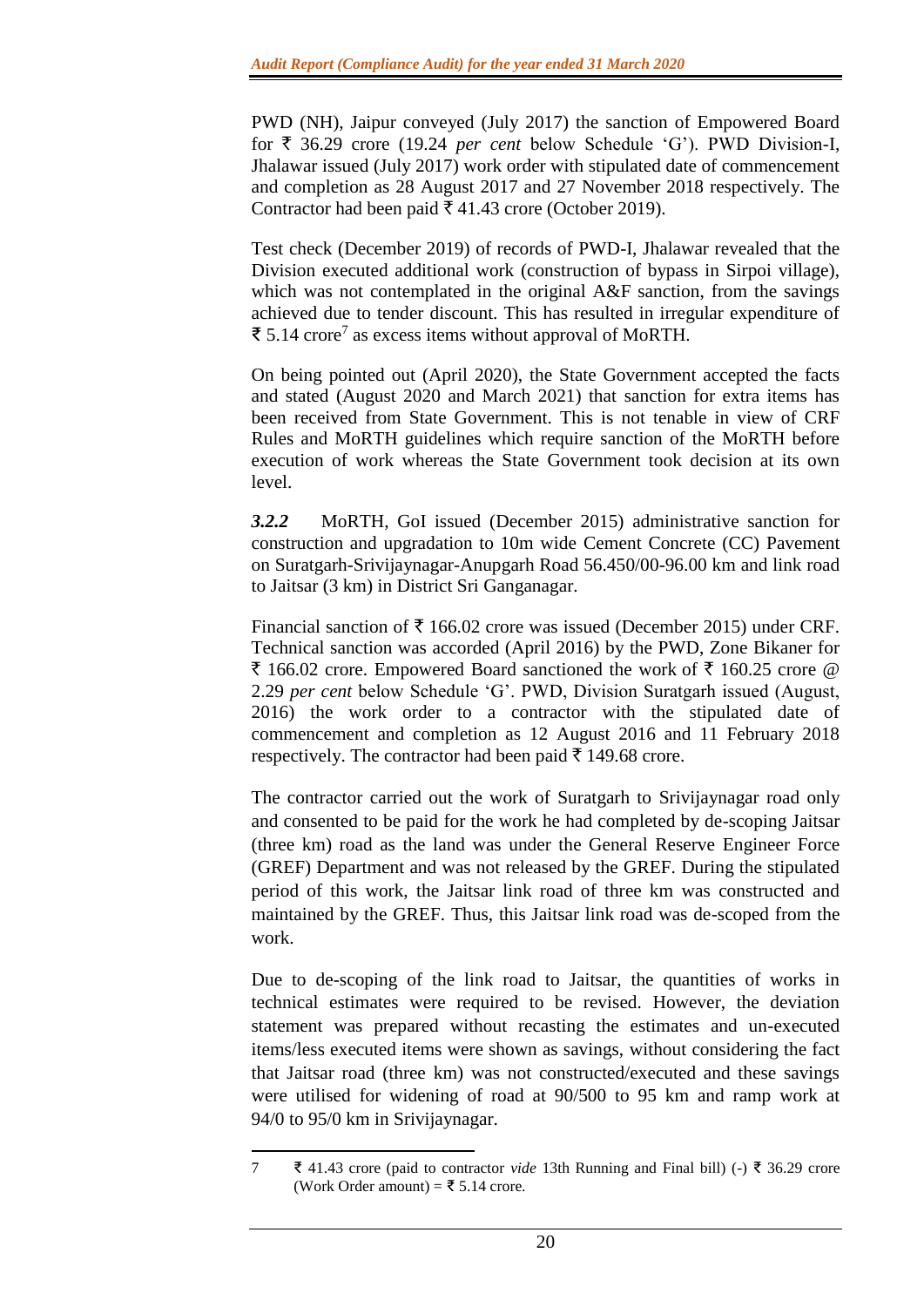PWD (NH), Jaipur conveyed (July 2017) the sanction of Empowered Board for ₹ 36.29 crore (19.24 *per cent* below Schedule 'G'). PWD Division-I, Jhalawar issued (July 2017) work order with stipulated date of commencement and completion as 28 August 2017 and 27 November 2018 respectively. The Contractor had been paid ₹ 41.43 crore (October 2019).

Test check (December 2019) of records of PWD-I, Jhalawar revealed that the Division executed additional work (construction of bypass in Sirpoi village), which was not contemplated in the original A&F sanction, from the savings achieved due to tender discount. This has resulted in irregular expenditure of ₹ 5.14 crore[7] as excess items without approval of MoRTH.

On being pointed out (April 2020), the State Government accepted the facts and stated (August 2020 and March 2021) that sanction for extra items has been received from State Government. This is not tenable in view of CRF Rules and MoRTH guidelines which require sanction of the MoRTH before execution of work whereas the State Government took decision at its own level.

***3.2.2*** MoRTH, GoI issued (December 2015) administrative sanction for construction and upgradation to 10m wide Cement Concrete (CC) Pavement on Suratgarh-Srivijaynagar-Anupgarh Road 56.450/00-96.00 km and link road to Jaitsar (3 km) in District Sri Ganganagar.

Financial sanction of ₹ 166.02 crore was issued (December 2015) under CRF. Technical sanction was accorded (April 2016) by the PWD, Zone Bikaner for ₹ 166.02 crore. Empowered Board sanctioned the work of ₹ 160.25 crore @ 2.29 *per cent* below Schedule 'G'. PWD, Division Suratgarh issued (August, 2016) the work order to a contractor with the stipulated date of commencement and completion as 12 August 2016 and 11 February 2018 respectively. The contractor had been paid ₹ 149.68 crore.

The contractor carried out the work of Suratgarh to Srivijaynagar road only and consented to be paid for the work he had completed by de-scoping Jaitsar (three km) road as the land was under the General Reserve Engineer Force (GREF) Department and was not released by the GREF. During the stipulated period of this work, the Jaitsar link road of three km was constructed and maintained by the GREF. Thus, this Jaitsar link road was de-scoped from the work.

Due to de-scoping of the link road to Jaitsar, the quantities of works in technical estimates were required to be revised. However, the deviation statement was prepared without recasting the estimates and un-executed items/less executed items were shown as savings, without considering the fact that Jaitsar road (three km) was not constructed/executed and these savings were utilised for widening of road at 90/500 to 95 km and ramp work at 94/0 to 95/0 km in Srivijaynagar.

---

7 ₹ 41.43 crore (paid to contractor *vide* 13th Running and Final bill) (-) ₹ 36.29 crore (Work Order amount) = ₹ 5.14 crore.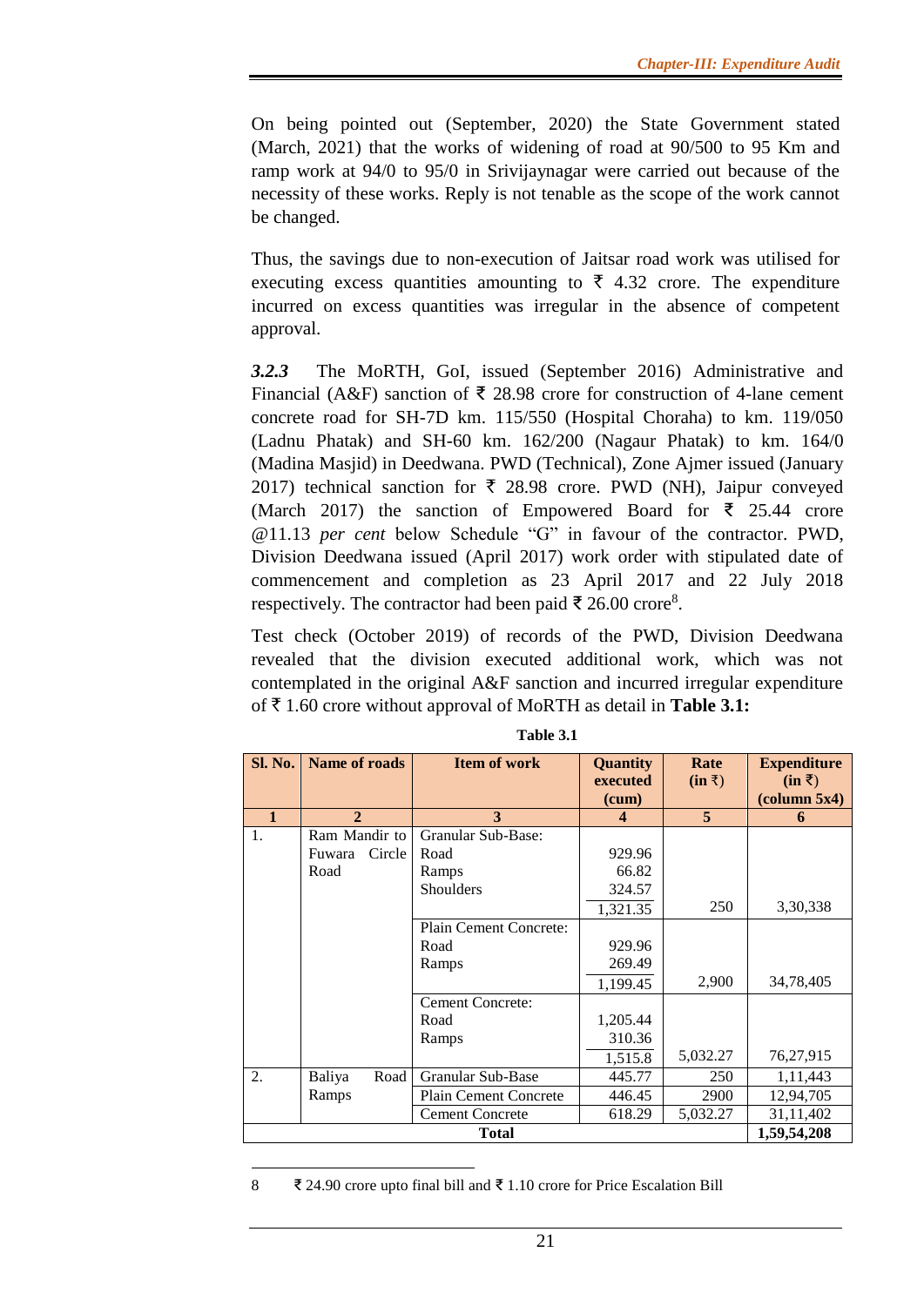On being pointed out (September, 2020) the State Government stated (March, 2021) that the works of widening of road at 90/500 to 95 Km and ramp work at 94/0 to 95/0 in Srivijaynagar were carried out because of the necessity of these works. Reply is not tenable as the scope of the work cannot be changed.

Thus, the savings due to non-execution of Jaitsar road work was utilised for executing excess quantities amounting to ₹ 4.32 crore. The expenditure incurred on excess quantities was irregular in the absence of competent approval.

***3.2.3*** The MoRTH, GoI, issued (September 2016) Administrative and Financial (A&F) sanction of ₹ 28.98 crore for construction of 4-lane cement concrete road for SH-7D km. 115/550 (Hospital Choraha) to km. 119/050 (Ladnu Phatak) and SH-60 km. 162/200 (Nagaur Phatak) to km. 164/0 (Madina Masjid) in Deedwana. PWD (Technical), Zone Ajmer issued (January 2017) technical sanction for ₹ 28.98 crore. PWD (NH), Jaipur conveyed (March 2017) the sanction of Empowered Board for ₹ 25.44 crore @11.13 *per cent* below Schedule "G" in favour of the contractor. PWD, Division Deedwana issued (April 2017) work order with stipulated date of commencement and completion as 23 April 2017 and 22 July 2018 respectively. The contractor had been paid ₹ 26.00 crore[8].

Test check (October 2019) of records of the PWD, Division Deedwana revealed that the division executed additional work, which was not contemplated in the original A&F sanction and incurred irregular expenditure of ₹ 1.60 crore without approval of MoRTH as detail in **Table 3.1:**

**Table 3.1**

| Sl. No. | Name of roads | Item of work | Quantity executed (cum) | Rate (in ₹) | Expenditure (in ₹) (column 5x4) |
|---|---|---|---|---|---|
| **1** | **2** | **3** | **4** | **5** | **6** |
| 1. | Ram Mandir to Fuwara Circle Road | Granular Sub-Base: | | | |
| | | Road | 929.96 | | |
| | | Ramps | 66.82 | | |
| | | Shoulders | 324.57 | | |
| | | | 1,321.35 | 250 | 3,30,338 |
| | | Plain Cement Concrete: | | | |
| | | Road | 929.96 | | |
| | | Ramps | 269.49 | | |
| | | | 1,199.45 | 2,900 | 34,78,405 |
| | | Cement Concrete: | | | |
| | | Road | 1,205.44 | | |
| | | Ramps | 310.36 | | |
| | | | 1,515.8 | 5,032.27 | 76,27,915 |
| 2. | Baliya Road Ramps | Granular Sub-Base | 445.77 | 250 | 1,11,443 |
| | | Plain Cement Concrete | 446.45 | 2900 | 12,94,705 |
| | | Cement Concrete | 618.29 | 5,032.27 | 31,11,402 |
| **Total** | | | | | **1,59,54,208** |

8 ₹ 24.90 crore upto final bill and ₹ 1.10 crore for Price Escalation Bill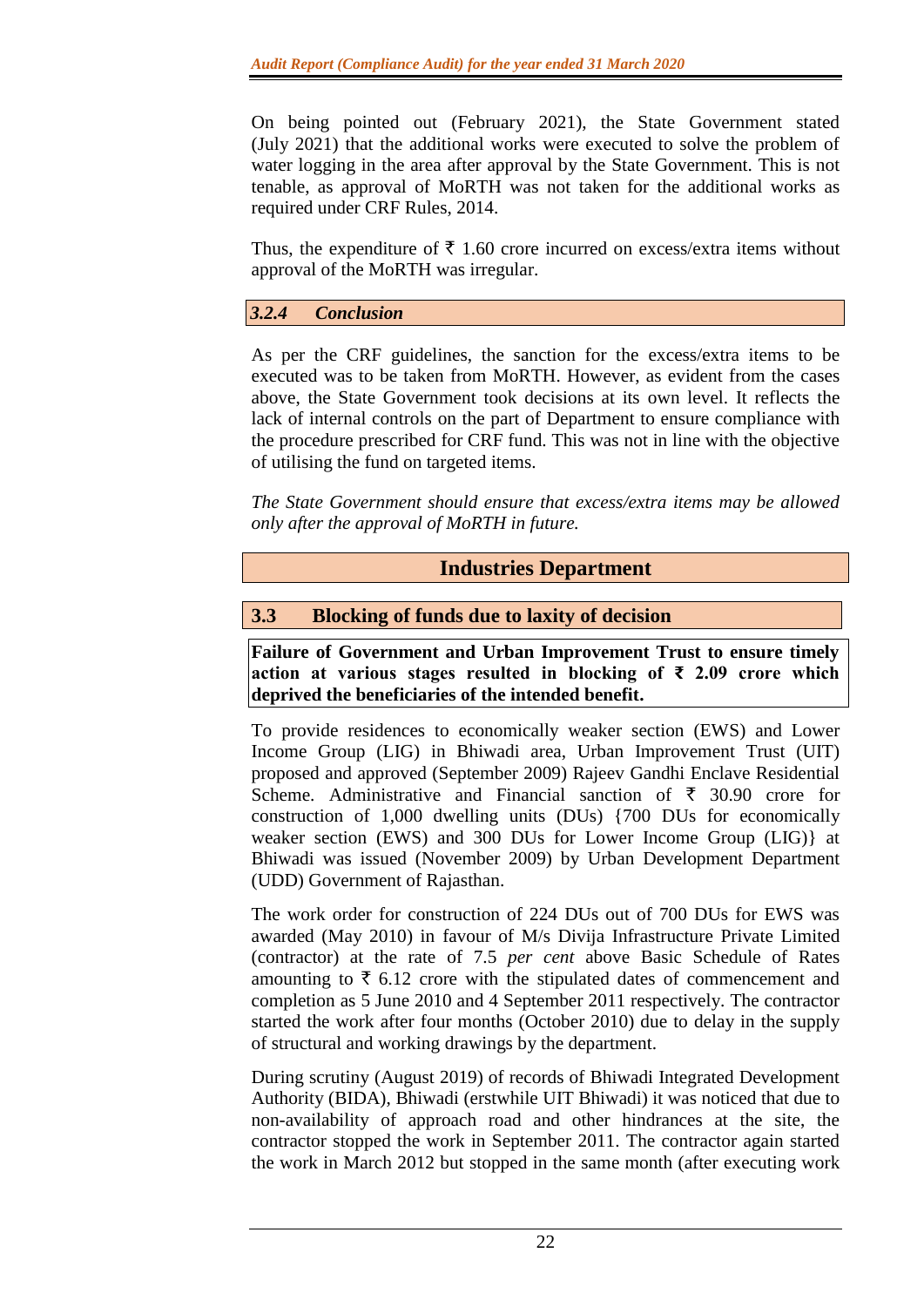On being pointed out (February 2021), the State Government stated (July 2021) that the additional works were executed to solve the problem of water logging in the area after approval by the State Government. This is not tenable, as approval of MoRTH was not taken for the additional works as required under CRF Rules, 2014.

Thus, the expenditure of ₹ 1.60 crore incurred on excess/extra items without approval of the MoRTH was irregular.

### *3.2.4 Conclusion*

As per the CRF guidelines, the sanction for the excess/extra items to be executed was to be taken from MoRTH. However, as evident from the cases above, the State Government took decisions at its own level. It reflects the lack of internal controls on the part of Department to ensure compliance with the procedure prescribed for CRF fund. This was not in line with the objective of utilising the fund on targeted items.

*The State Government should ensure that excess/extra items may be allowed only after the approval of MoRTH in future.*

## Industries Department

### 3.3 Blocking of funds due to laxity of decision

**Failure of Government and Urban Improvement Trust to ensure timely action at various stages resulted in blocking of ₹ 2.09 crore which deprived the beneficiaries of the intended benefit.**

To provide residences to economically weaker section (EWS) and Lower Income Group (LIG) in Bhiwadi area, Urban Improvement Trust (UIT) proposed and approved (September 2009) Rajeev Gandhi Enclave Residential Scheme. Administrative and Financial sanction of ₹ 30.90 crore for construction of 1,000 dwelling units (DUs) {700 DUs for economically weaker section (EWS) and 300 DUs for Lower Income Group (LIG)} at Bhiwadi was issued (November 2009) by Urban Development Department (UDD) Government of Rajasthan.

The work order for construction of 224 DUs out of 700 DUs for EWS was awarded (May 2010) in favour of M/s Divija Infrastructure Private Limited (contractor) at the rate of 7.5 *per cent* above Basic Schedule of Rates amounting to ₹ 6.12 crore with the stipulated dates of commencement and completion as 5 June 2010 and 4 September 2011 respectively. The contractor started the work after four months (October 2010) due to delay in the supply of structural and working drawings by the department.

During scrutiny (August 2019) of records of Bhiwadi Integrated Development Authority (BIDA), Bhiwadi (erstwhile UIT Bhiwadi) it was noticed that due to non-availability of approach road and other hindrances at the site, the contractor stopped the work in September 2011. The contractor again started the work in March 2012 but stopped in the same month (after executing work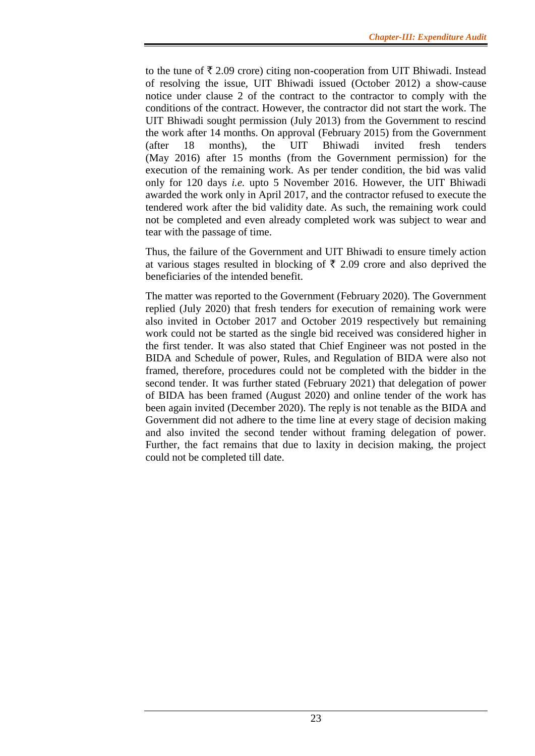to the tune of ₹ 2.09 crore) citing non-cooperation from UIT Bhiwadi. Instead of resolving the issue, UIT Bhiwadi issued (October 2012) a show-cause notice under clause 2 of the contract to the contractor to comply with the conditions of the contract. However, the contractor did not start the work. The UIT Bhiwadi sought permission (July 2013) from the Government to rescind the work after 14 months. On approval (February 2015) from the Government (after 18 months), the UIT Bhiwadi invited fresh tenders (May 2016) after 15 months (from the Government permission) for the execution of the remaining work. As per tender condition, the bid was valid only for 120 days *i.e.* upto 5 November 2016. However, the UIT Bhiwadi awarded the work only in April 2017, and the contractor refused to execute the tendered work after the bid validity date. As such, the remaining work could not be completed and even already completed work was subject to wear and tear with the passage of time.

Thus, the failure of the Government and UIT Bhiwadi to ensure timely action at various stages resulted in blocking of ₹ 2.09 crore and also deprived the beneficiaries of the intended benefit.

The matter was reported to the Government (February 2020). The Government replied (July 2020) that fresh tenders for execution of remaining work were also invited in October 2017 and October 2019 respectively but remaining work could not be started as the single bid received was considered higher in the first tender. It was also stated that Chief Engineer was not posted in the BIDA and Schedule of power, Rules, and Regulation of BIDA were also not framed, therefore, procedures could not be completed with the bidder in the second tender. It was further stated (February 2021) that delegation of power of BIDA has been framed (August 2020) and online tender of the work has been again invited (December 2020). The reply is not tenable as the BIDA and Government did not adhere to the time line at every stage of decision making and also invited the second tender without framing delegation of power. Further, the fact remains that due to laxity in decision making, the project could not be completed till date.